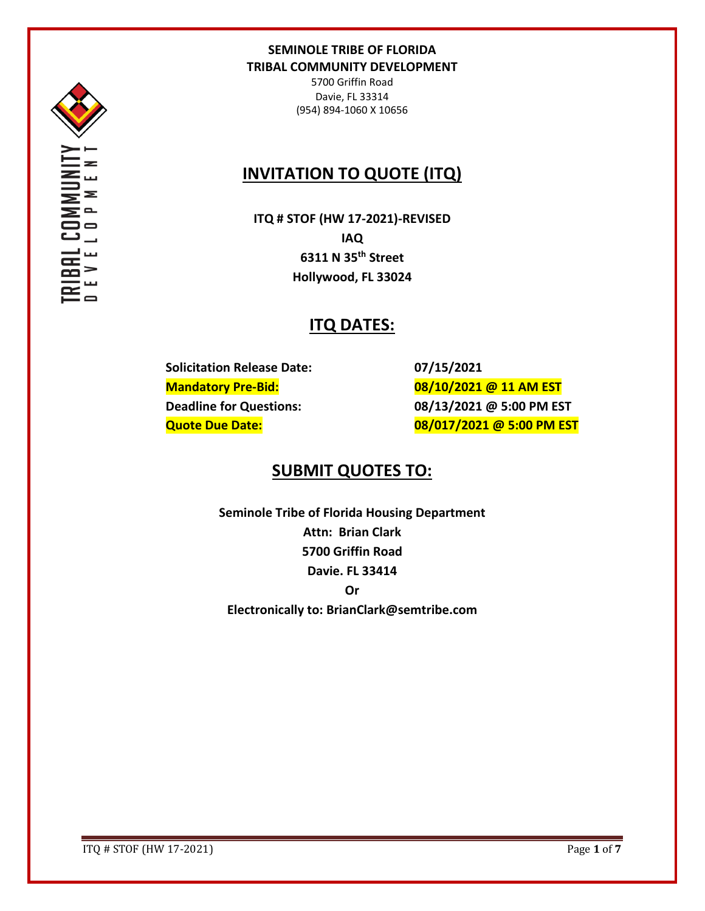**SEMINOLE TRIBE OF FLORIDA**
**TRIBAL COMMUNITY DEVELOPMENT**
5700 Griffin Road
Davie, FL 33314
(954) 894-1060 X 10656

TRIBAL COMMUNITY DEVELOPMENT

# INVITATION TO QUOTE (ITQ)

**ITQ # STOF (HW 17-2021)-REVISED**
**IAQ**
**6311 N 35th Street**
**Hollywood, FL 33024**

## ITQ DATES:

| | |
|---|---|
| **Solicitation Release Date:** | **07/15/2021** |
| **Mandatory Pre-Bid:** | **08/10/2021 @ 11 AM EST** |
| **Deadline for Questions:** | **08/13/2021 @ 5:00 PM EST** |
| **Quote Due Date:** | **08/017/2021 @ 5:00 PM EST** |

## SUBMIT QUOTES TO:

**Seminole Tribe of Florida Housing Department**
**Attn: Brian Clark**
**5700 Griffin Road**
**Davie. FL 33414**
**Or**
**Electronically to: BrianClark@semtribe.com**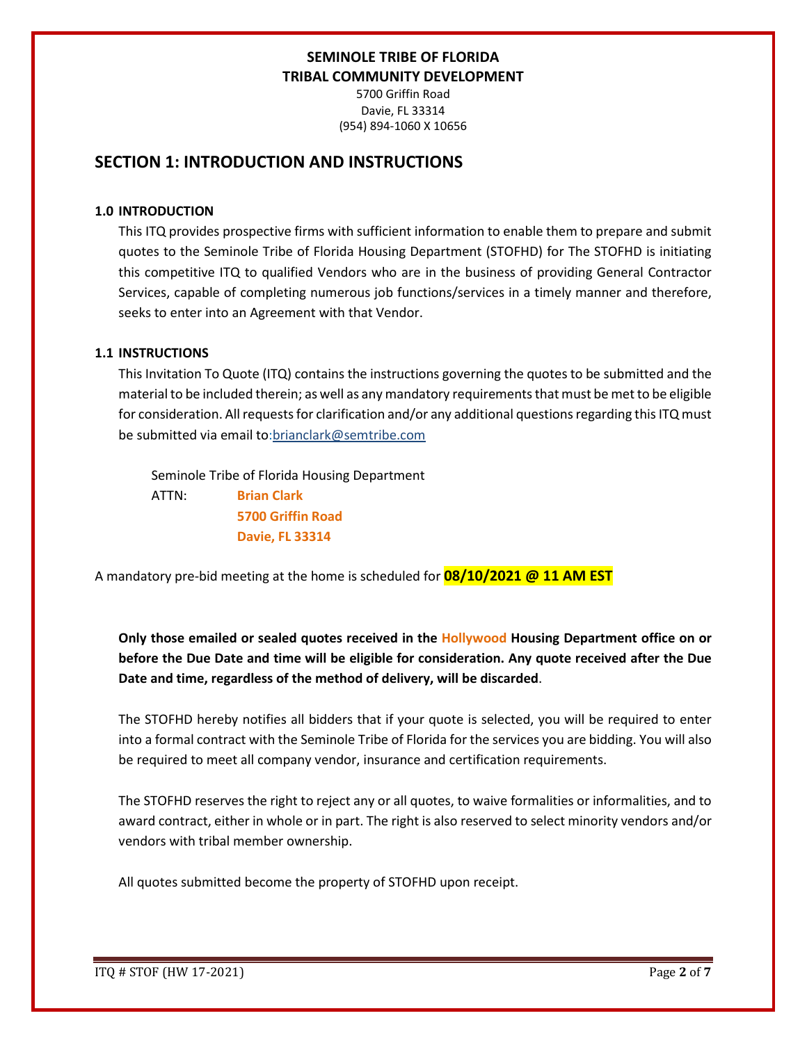**SEMINOLE TRIBE OF FLORIDA**
**TRIBAL COMMUNITY DEVELOPMENT**
5700 Griffin Road
Davie, FL 33314
(954) 894-1060 X 10656

## SECTION 1: INTRODUCTION AND INSTRUCTIONS

### 1.0 INTRODUCTION

This ITQ provides prospective firms with sufficient information to enable them to prepare and submit quotes to the Seminole Tribe of Florida Housing Department (STOFHD) for The STOFHD is initiating this competitive ITQ to qualified Vendors who are in the business of providing General Contractor Services, capable of completing numerous job functions/services in a timely manner and therefore, seeks to enter into an Agreement with that Vendor.

### 1.1 INSTRUCTIONS

This Invitation To Quote (ITQ) contains the instructions governing the quotes to be submitted and the material to be included therein; as well as any mandatory requirements that must be met to be eligible for consideration. All requests for clarification and/or any additional questions regarding this ITQ must be submitted via email to:brianclark@semtribe.com

Seminole Tribe of Florida Housing Department
ATTN: **Brian Clark**
**5700 Griffin Road**
**Davie, FL 33314**

A mandatory pre-bid meeting at the home is scheduled for **08/10/2021 @ 11 AM EST**

**Only those emailed or sealed quotes received in the Hollywood Housing Department office on or before the Due Date and time will be eligible for consideration. Any quote received after the Due Date and time, regardless of the method of delivery, will be discarded**.

The STOFHD hereby notifies all bidders that if your quote is selected, you will be required to enter into a formal contract with the Seminole Tribe of Florida for the services you are bidding. You will also be required to meet all company vendor, insurance and certification requirements.

The STOFHD reserves the right to reject any or all quotes, to waive formalities or informalities, and to award contract, either in whole or in part. The right is also reserved to select minority vendors and/or vendors with tribal member ownership.

All quotes submitted become the property of STOFHD upon receipt.

ITQ # STOF (HW 17-2021)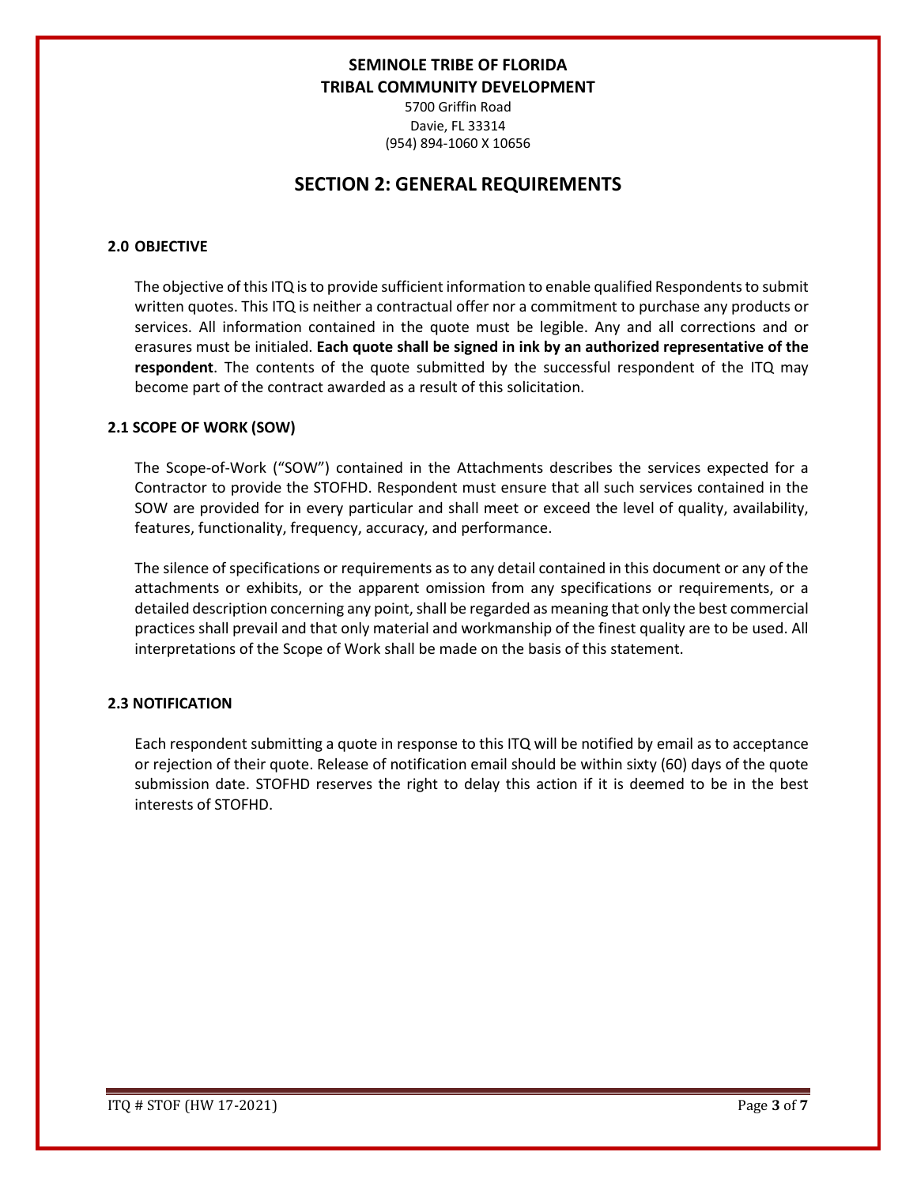**SEMINOLE TRIBE OF FLORIDA**
**TRIBAL COMMUNITY DEVELOPMENT**
5700 Griffin Road
Davie, FL 33314
(954) 894-1060 X 10656

# SECTION 2: GENERAL REQUIREMENTS

### 2.0 OBJECTIVE

The objective of this ITQ is to provide sufficient information to enable qualified Respondents to submit written quotes. This ITQ is neither a contractual offer nor a commitment to purchase any products or services. All information contained in the quote must be legible. Any and all corrections and or erasures must be initialed. **Each quote shall be signed in ink by an authorized representative of the respondent**. The contents of the quote submitted by the successful respondent of the ITQ may become part of the contract awarded as a result of this solicitation.

### 2.1 SCOPE OF WORK (SOW)

The Scope-of-Work ("SOW") contained in the Attachments describes the services expected for a Contractor to provide the STOFHD. Respondent must ensure that all such services contained in the SOW are provided for in every particular and shall meet or exceed the level of quality, availability, features, functionality, frequency, accuracy, and performance.

The silence of specifications or requirements as to any detail contained in this document or any of the attachments or exhibits, or the apparent omission from any specifications or requirements, or a detailed description concerning any point, shall be regarded as meaning that only the best commercial practices shall prevail and that only material and workmanship of the finest quality are to be used. All interpretations of the Scope of Work shall be made on the basis of this statement.

### 2.3 NOTIFICATION

Each respondent submitting a quote in response to this ITQ will be notified by email as to acceptance or rejection of their quote. Release of notification email should be within sixty (60) days of the quote submission date. STOFHD reserves the right to delay this action if it is deemed to be in the best interests of STOFHD.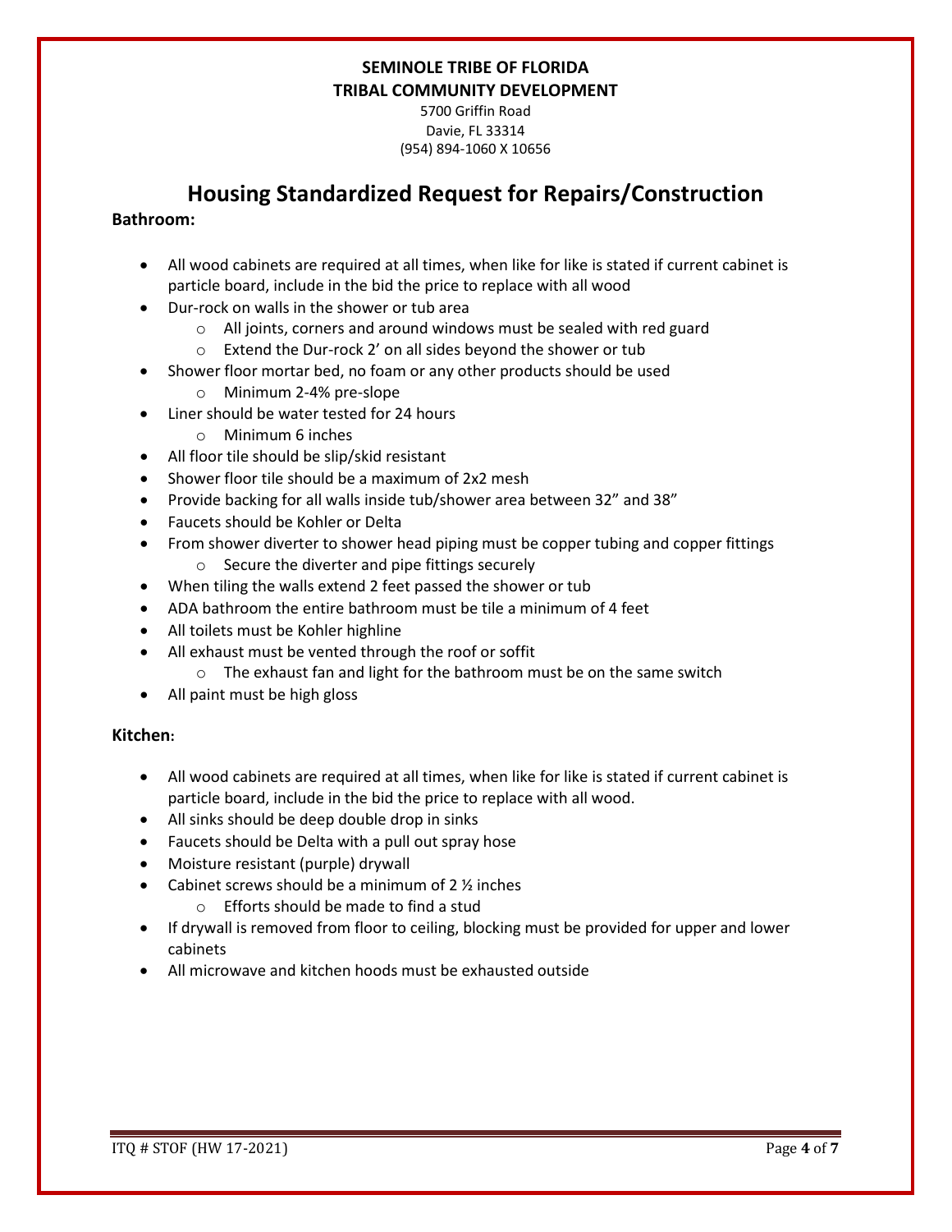**SEMINOLE TRIBE OF FLORIDA**
**TRIBAL COMMUNITY DEVELOPMENT**

5700 Griffin Road
Davie, FL 33314
(954) 894-1060 X 10656

# Housing Standardized Request for Repairs/Construction

**Bathroom:**

- All wood cabinets are required at all times, when like for like is stated if current cabinet is particle board, include in the bid the price to replace with all wood
- Dur-rock on walls in the shower or tub area
  - All joints, corners and around windows must be sealed with red guard
  - Extend the Dur-rock 2' on all sides beyond the shower or tub
- Shower floor mortar bed, no foam or any other products should be used
  - Minimum 2-4% pre-slope
- Liner should be water tested for 24 hours
  - Minimum 6 inches
- All floor tile should be slip/skid resistant
- Shower floor tile should be a maximum of 2x2 mesh
- Provide backing for all walls inside tub/shower area between 32" and 38"
- Faucets should be Kohler or Delta
- From shower diverter to shower head piping must be copper tubing and copper fittings
  - Secure the diverter and pipe fittings securely
- When tiling the walls extend 2 feet passed the shower or tub
- ADA bathroom the entire bathroom must be tile a minimum of 4 feet
- All toilets must be Kohler highline
- All exhaust must be vented through the roof or soffit
  - The exhaust fan and light for the bathroom must be on the same switch
- All paint must be high gloss

**Kitchen:**

- All wood cabinets are required at all times, when like for like is stated if current cabinet is particle board, include in the bid the price to replace with all wood.
- All sinks should be deep double drop in sinks
- Faucets should be Delta with a pull out spray hose
- Moisture resistant (purple) drywall
- Cabinet screws should be a minimum of 2 ½ inches
  - Efforts should be made to find a stud
- If drywall is removed from floor to ceiling, blocking must be provided for upper and lower cabinets
- All microwave and kitchen hoods must be exhausted outside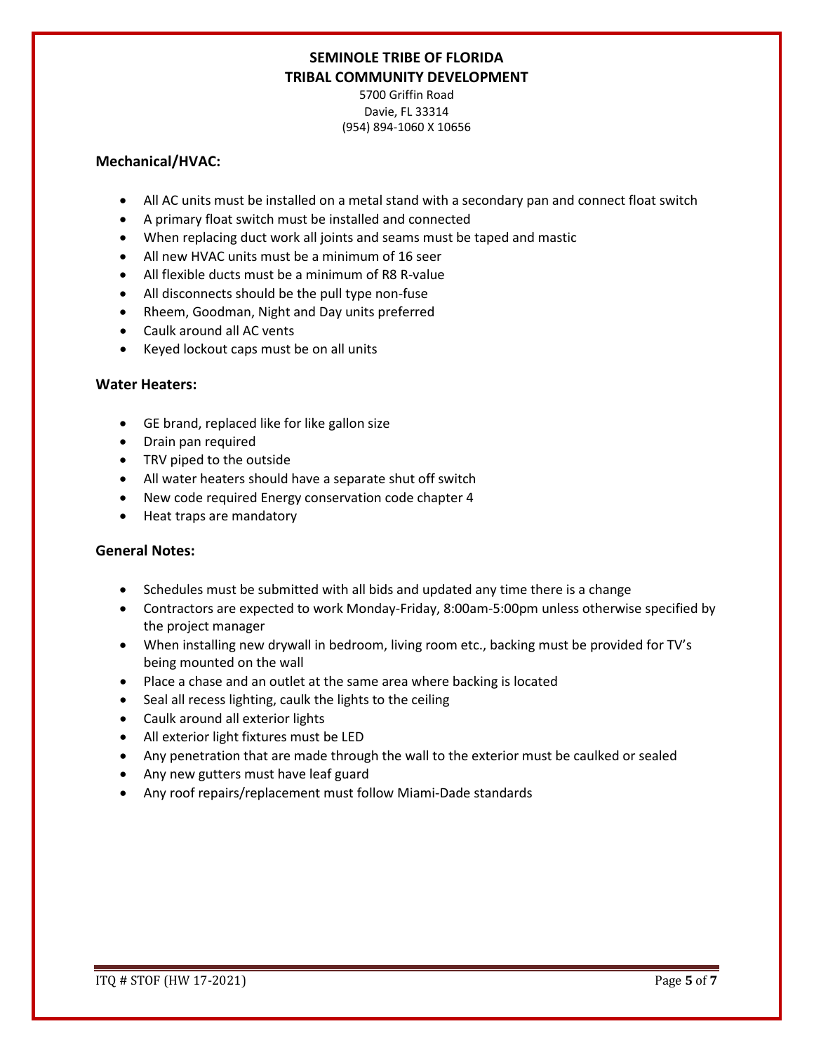# SEMINOLE TRIBE OF FLORIDA
## TRIBAL COMMUNITY DEVELOPMENT

5700 Griffin Road
Davie, FL 33314
(954) 894-1060 X 10656

### Mechanical/HVAC:

- All AC units must be installed on a metal stand with a secondary pan and connect float switch
- A primary float switch must be installed and connected
- When replacing duct work all joints and seams must be taped and mastic
- All new HVAC units must be a minimum of 16 seer
- All flexible ducts must be a minimum of R8 R-value
- All disconnects should be the pull type non-fuse
- Rheem, Goodman, Night and Day units preferred
- Caulk around all AC vents
- Keyed lockout caps must be on all units

### Water Heaters:

- GE brand, replaced like for like gallon size
- Drain pan required
- TRV piped to the outside
- All water heaters should have a separate shut off switch
- New code required Energy conservation code chapter 4
- Heat traps are mandatory

### General Notes:

- Schedules must be submitted with all bids and updated any time there is a change
- Contractors are expected to work Monday-Friday, 8:00am-5:00pm unless otherwise specified by the project manager
- When installing new drywall in bedroom, living room etc., backing must be provided for TV's being mounted on the wall
- Place a chase and an outlet at the same area where backing is located
- Seal all recess lighting, caulk the lights to the ceiling
- Caulk around all exterior lights
- All exterior light fixtures must be LED
- Any penetration that are made through the wall to the exterior must be caulked or sealed
- Any new gutters must have leaf guard
- Any roof repairs/replacement must follow Miami-Dade standards

ITQ # STOF (HW 17-2021)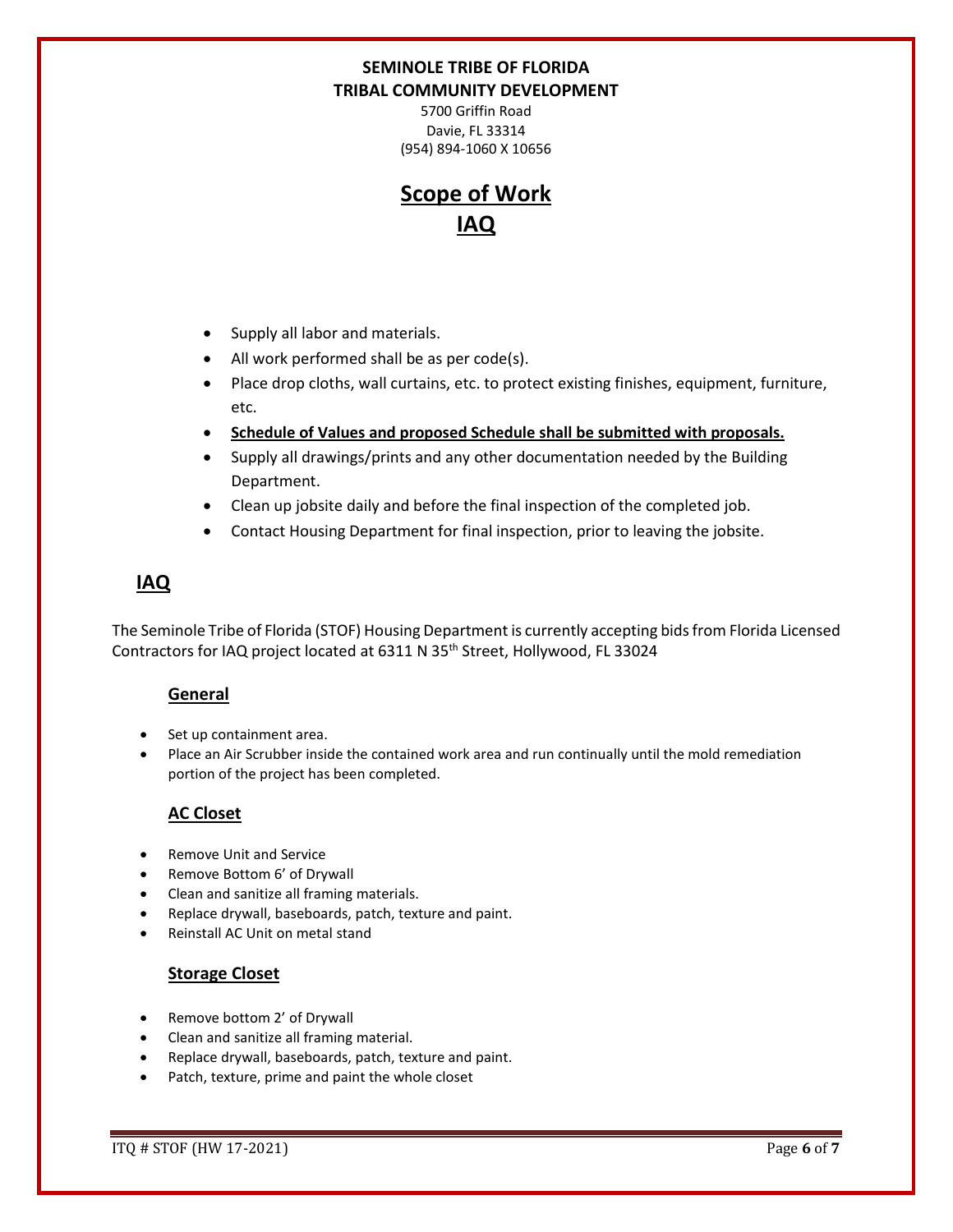**SEMINOLE TRIBE OF FLORIDA**
**TRIBAL COMMUNITY DEVELOPMENT**

5700 Griffin Road
Davie, FL 33314
(954) 894-1060 X 10656

# Scope of Work
# IAQ

- Supply all labor and materials.
- All work performed shall be as per code(s).
- Place drop cloths, wall curtains, etc. to protect existing finishes, equipment, furniture, etc.
- **Schedule of Values and proposed Schedule shall be submitted with proposals.**
- Supply all drawings/prints and any other documentation needed by the Building Department.
- Clean up jobsite daily and before the final inspection of the completed job.
- Contact Housing Department for final inspection, prior to leaving the jobsite.

## IAQ

The Seminole Tribe of Florida (STOF) Housing Department is currently accepting bids from Florida Licensed Contractors for IAQ project located at 6311 N 35th Street, Hollywood, FL 33024

### General

- Set up containment area.
- Place an Air Scrubber inside the contained work area and run continually until the mold remediation portion of the project has been completed.

### AC Closet

- Remove Unit and Service
- Remove Bottom 6' of Drywall
- Clean and sanitize all framing materials.
- Replace drywall, baseboards, patch, texture and paint.
- Reinstall AC Unit on metal stand

### Storage Closet

- Remove bottom 2' of Drywall
- Clean and sanitize all framing material.
- Replace drywall, baseboards, patch, texture and paint.
- Patch, texture, prime and paint the whole closet

ITQ # STOF (HW 17-2021)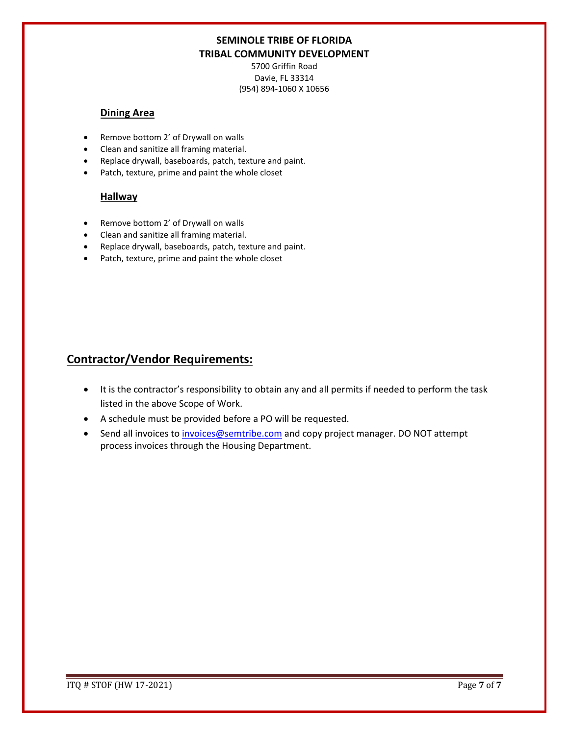**SEMINOLE TRIBE OF FLORIDA**
**TRIBAL COMMUNITY DEVELOPMENT**
5700 Griffin Road
Davie, FL 33314
(954) 894-1060 X 10656

### Dining Area

- Remove bottom 2' of Drywall on walls
- Clean and sanitize all framing material.
- Replace drywall, baseboards, patch, texture and paint.
- Patch, texture, prime and paint the whole closet

### Hallway

- Remove bottom 2' of Drywall on walls
- Clean and sanitize all framing material.
- Replace drywall, baseboards, patch, texture and paint.
- Patch, texture, prime and paint the whole closet

## Contractor/Vendor Requirements:

- It is the contractor's responsibility to obtain any and all permits if needed to perform the task listed in the above Scope of Work.
- A schedule must be provided before a PO will be requested.
- Send all invoices to invoices@semtribe.com and copy project manager. DO NOT attempt process invoices through the Housing Department.